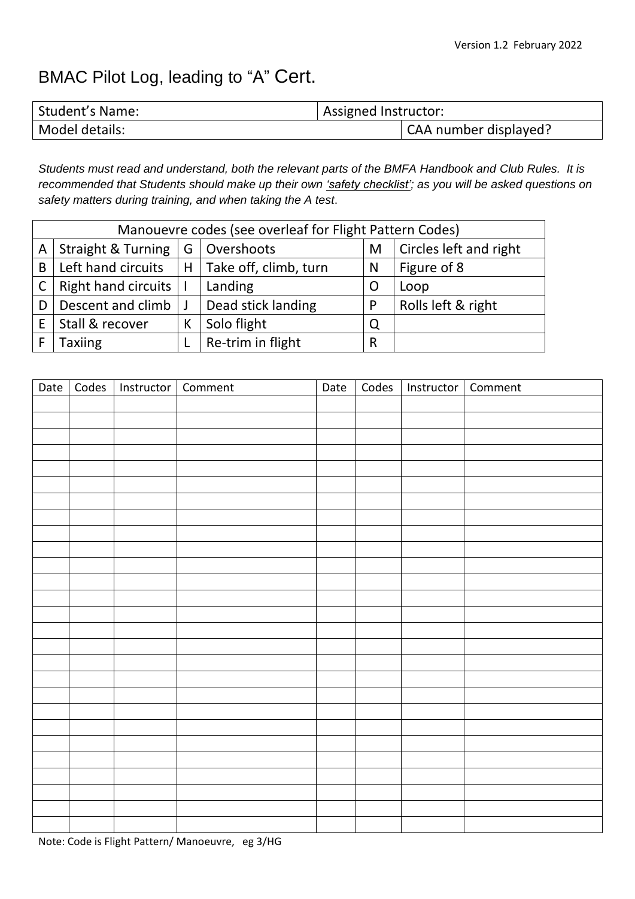Version 1.2 February 2022

# BMAC Pilot Log, leading to "A" Cert.

| Student's Name: | Assigned Instructor: | |
| --- | --- | --- |
| Model details: | | CAA number displayed? |

*Students must read and understand, both the relevant parts of the BMFA Handbook and Club Rules. It is recommended that Students should make up their own 'safety checklist'; as you will be asked questions on safety matters during training, and when taking the A test.*

| Manouevre codes (see overleaf for Flight Pattern Codes) | | | | | |
| --- | --- | --- | --- | --- | --- |
| A | Straight & Turning | G | Overshoots | M | Circles left and right |
| B | Left hand circuits | H | Take off, climb, turn | N | Figure of 8 |
| C | Right hand circuits | I | Landing | O | Loop |
| D | Descent and climb | J | Dead stick landing | P | Rolls left & right |
| E | Stall & recover | K | Solo flight | Q | |
| F | Taxiing | L | Re-trim in flight | R | |

| Date | Codes | Instructor | Comment | Date | Codes | Instructor | Comment |
| --- | --- | --- | --- | --- | --- | --- | --- |
| | | | | | | | |
| | | | | | | | |
| | | | | | | | |
| | | | | | | | |
| | | | | | | | |
| | | | | | | | |
| | | | | | | | |
| | | | | | | | |
| | | | | | | | |
| | | | | | | | |
| | | | | | | | |
| | | | | | | | |
| | | | | | | | |
| | | | | | | | |
| | | | | | | | |
| | | | | | | | |
| | | | | | | | |
| | | | | | | | |
| | | | | | | | |
| | | | | | | | |
| | | | | | | | |
| | | | | | | | |
| | | | | | | | |
| | | | | | | | |
| | | | | | | | |
| | | | | | | | |
| | | | | | | | |

Note: Code is Flight Pattern/ Manoeuvre, eg 3/HG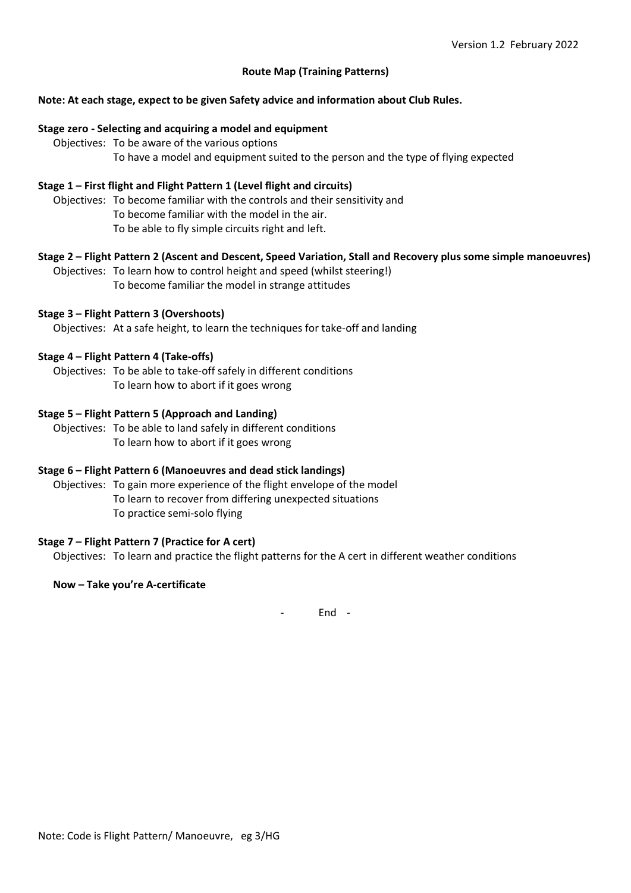Version 1.2 February 2022

## Route Map (Training Patterns)

**Note: At each stage, expect to be given Safety advice and information about Club Rules.**

**Stage zero - Selecting and acquiring a model and equipment**

Objectives: To be aware of the various options
To have a model and equipment suited to the person and the type of flying expected

**Stage 1 – First flight and Flight Pattern 1 (Level flight and circuits)**

Objectives: To become familiar with the controls and their sensitivity and
To become familiar with the model in the air.
To be able to fly simple circuits right and left.

**Stage 2 – Flight Pattern 2 (Ascent and Descent, Speed Variation, Stall and Recovery plus some simple manoeuvres)**

Objectives: To learn how to control height and speed (whilst steering!)
To become familiar the model in strange attitudes

**Stage 3 – Flight Pattern 3 (Overshoots)**

Objectives: At a safe height, to learn the techniques for take-off and landing

**Stage 4 – Flight Pattern 4 (Take-offs)**

Objectives: To be able to take-off safely in different conditions
To learn how to abort if it goes wrong

**Stage 5 – Flight Pattern 5 (Approach and Landing)**

Objectives: To be able to land safely in different conditions
To learn how to abort if it goes wrong

**Stage 6 – Flight Pattern 6 (Manoeuvres and dead stick landings)**

Objectives: To gain more experience of the flight envelope of the model
To learn to recover from differing unexpected situations
To practice semi-solo flying

**Stage 7 – Flight Pattern 7 (Practice for A cert)**

Objectives: To learn and practice the flight patterns for the A cert in different weather conditions

**Now – Take you're A-certificate**

- End -

Note: Code is Flight Pattern/ Manoeuvre, eg 3/HG